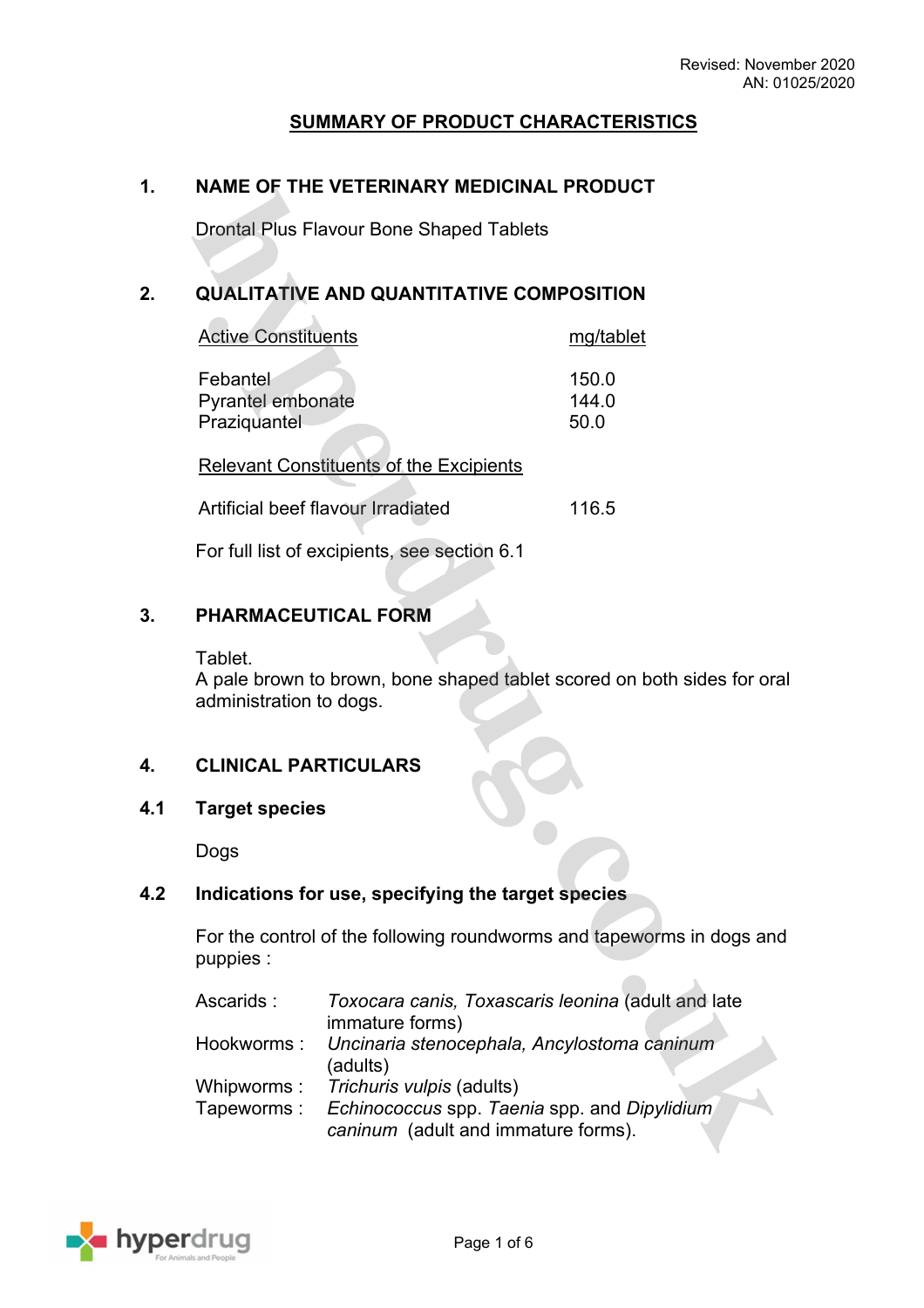Revised: November 2020
AN: 01025/2020

# SUMMARY OF PRODUCT CHARACTERISTICS

## 1. NAME OF THE VETERINARY MEDICINAL PRODUCT

Drontal Plus Flavour Bone Shaped Tablets

## 2. QUALITATIVE AND QUANTITATIVE COMPOSITION

| Active Constituents | mg/tablet |
|---|---|
| Febantel | 150.0 |
| Pyrantel embonate | 144.0 |
| Praziquantel | 50.0 |

| Relevant Constituents of the Excipients | |
|---|---|
| Artificial beef flavour Irradiated | 116.5 |

For full list of excipients, see section 6.1

## 3. PHARMACEUTICAL FORM

Tablet.
A pale brown to brown, bone shaped tablet scored on both sides for oral administration to dogs.

## 4. CLINICAL PARTICULARS

### 4.1 Target species

Dogs

### 4.2 Indications for use, specifying the target species

For the control of the following roundworms and tapeworms in dogs and puppies :

| | |
|---|---|
| Ascarids : | *Toxocara canis, Toxascaris leonina* (adult and late immature forms) |
| Hookworms : | *Uncinaria stenocephala, Ancylostoma caninum* (adults) |
| Whipworms : | *Trichuris vulpis* (adults) |
| Tapeworms : | *Echinococcus* spp. *Taenia* spp. and *Dipylidium caninum* (adult and immature forms). |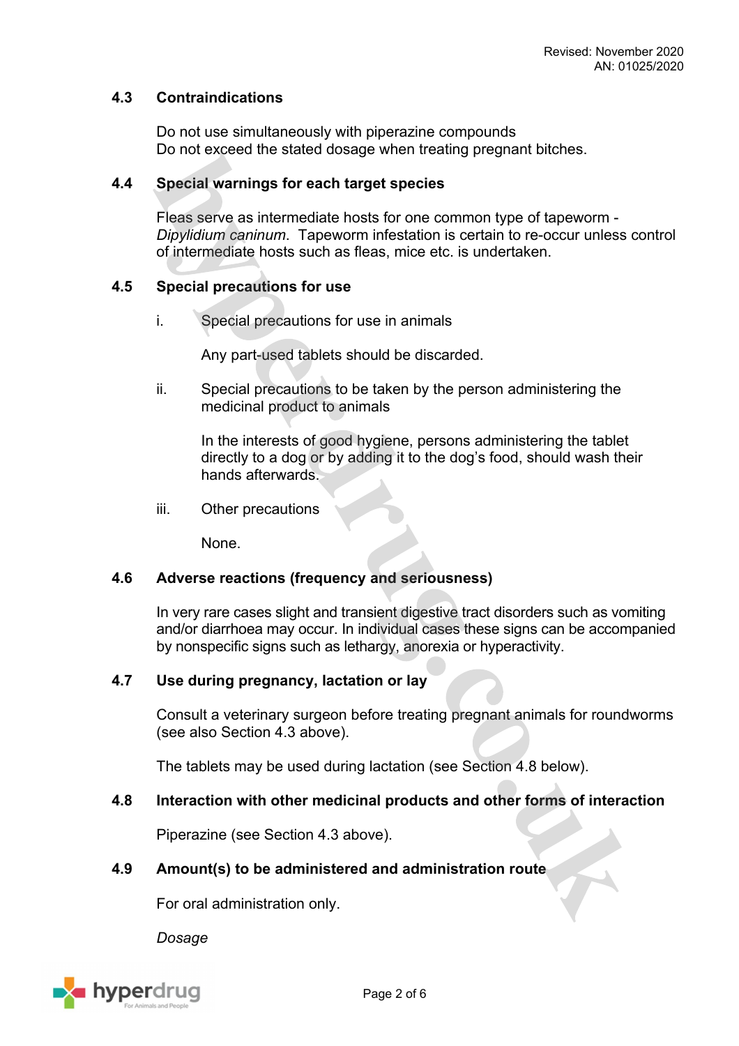### 4.3 Contraindications

Do not use simultaneously with piperazine compounds
Do not exceed the stated dosage when treating pregnant bitches.

### 4.4 Special warnings for each target species

Fleas serve as intermediate hosts for one common type of tapeworm - *Dipylidium caninum*. Tapeworm infestation is certain to re-occur unless control of intermediate hosts such as fleas, mice etc. is undertaken.

### 4.5 Special precautions for use

i. Special precautions for use in animals

Any part-used tablets should be discarded.

ii. Special precautions to be taken by the person administering the medicinal product to animals

In the interests of good hygiene, persons administering the tablet directly to a dog or by adding it to the dog's food, should wash their hands afterwards.

iii. Other precautions

None.

### 4.6 Adverse reactions (frequency and seriousness)

In very rare cases slight and transient digestive tract disorders such as vomiting and/or diarrhoea may occur. In individual cases these signs can be accompanied by nonspecific signs such as lethargy, anorexia or hyperactivity.

### 4.7 Use during pregnancy, lactation or lay

Consult a veterinary surgeon before treating pregnant animals for roundworms (see also Section 4.3 above).

The tablets may be used during lactation (see Section 4.8 below).

### 4.8 Interaction with other medicinal products and other forms of interaction

Piperazine (see Section 4.3 above).

### 4.9 Amount(s) to be administered and administration route

For oral administration only.

*Dosage*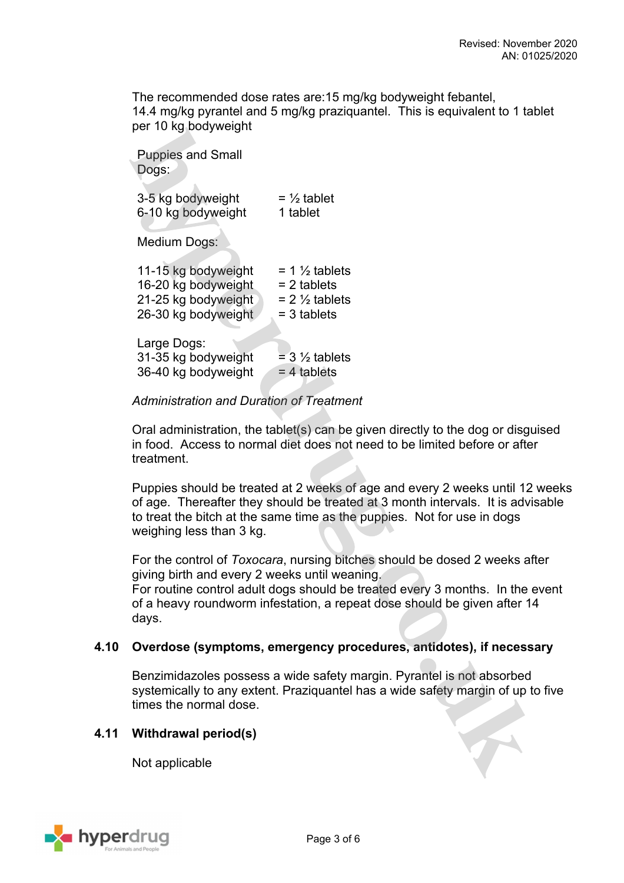The recommended dose rates are:15 mg/kg bodyweight febantel, 14.4 mg/kg pyrantel and 5 mg/kg praziquantel. This is equivalent to 1 tablet per 10 kg bodyweight

Puppies and Small Dogs:

| | |
|---|---|
| 3-5 kg bodyweight | = ½ tablet |
| 6-10 kg bodyweight | 1 tablet |

Medium Dogs:

| | |
|---|---|
| 11-15 kg bodyweight | = 1 ½ tablets |
| 16-20 kg bodyweight | = 2 tablets |
| 21-25 kg bodyweight | = 2 ½ tablets |
| 26-30 kg bodyweight | = 3 tablets |

Large Dogs:

| | |
|---|---|
| 31-35 kg bodyweight | = 3 ½ tablets |
| 36-40 kg bodyweight | = 4 tablets |

*Administration and Duration of Treatment*

Oral administration, the tablet(s) can be given directly to the dog or disguised in food. Access to normal diet does not need to be limited before or after treatment.

Puppies should be treated at 2 weeks of age and every 2 weeks until 12 weeks of age. Thereafter they should be treated at 3 month intervals. It is advisable to treat the bitch at the same time as the puppies. Not for use in dogs weighing less than 3 kg.

For the control of *Toxocara*, nursing bitches should be dosed 2 weeks after giving birth and every 2 weeks until weaning.
For routine control adult dogs should be treated every 3 months. In the event of a heavy roundworm infestation, a repeat dose should be given after 14 days.

## 4.10 Overdose (symptoms, emergency procedures, antidotes), if necessary

Benzimidazoles possess a wide safety margin. Pyrantel is not absorbed systemically to any extent. Praziquantel has a wide safety margin of up to five times the normal dose.

## 4.11 Withdrawal period(s)

Not applicable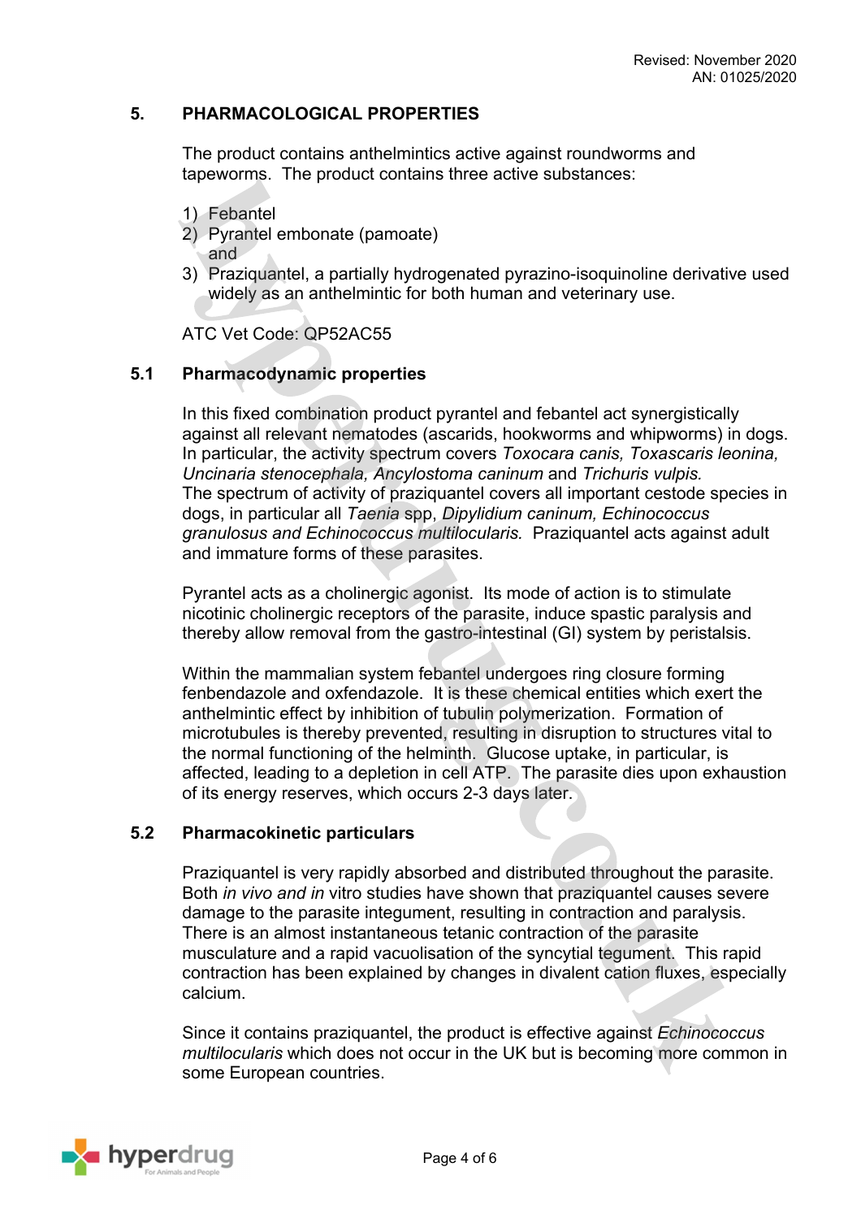## 5. PHARMACOLOGICAL PROPERTIES

The product contains anthelmintics active against roundworms and tapeworms. The product contains three active substances:

1) Febantel
2) Pyrantel embonate (pamoate)
   and
3) Praziquantel, a partially hydrogenated pyrazino-isoquinoline derivative used widely as an anthelmintic for both human and veterinary use.

ATC Vet Code: QP52AC55

### 5.1 Pharmacodynamic properties

In this fixed combination product pyrantel and febantel act synergistically against all relevant nematodes (ascarids, hookworms and whipworms) in dogs. In particular, the activity spectrum covers *Toxocara canis, Toxascaris leonina, Uncinaria stenocephala, Ancylostoma caninum* and *Trichuris vulpis.*
The spectrum of activity of praziquantel covers all important cestode species in dogs, in particular all *Taenia* spp, *Dipylidium caninum, Echinococcus granulosus and Echinococcus multilocularis.* Praziquantel acts against adult and immature forms of these parasites.

Pyrantel acts as a cholinergic agonist. Its mode of action is to stimulate nicotinic cholinergic receptors of the parasite, induce spastic paralysis and thereby allow removal from the gastro-intestinal (GI) system by peristalsis.

Within the mammalian system febantel undergoes ring closure forming fenbendazole and oxfendazole. It is these chemical entities which exert the anthelmintic effect by inhibition of tubulin polymerization. Formation of microtubules is thereby prevented, resulting in disruption to structures vital to the normal functioning of the helminth. Glucose uptake, in particular, is affected, leading to a depletion in cell ATP. The parasite dies upon exhaustion of its energy reserves, which occurs 2-3 days later.

### 5.2 Pharmacokinetic particulars

Praziquantel is very rapidly absorbed and distributed throughout the parasite. Both *in vivo and in* vitro studies have shown that praziquantel causes severe damage to the parasite integument, resulting in contraction and paralysis. There is an almost instantaneous tetanic contraction of the parasite musculature and a rapid vacuolisation of the syncytial tegument. This rapid contraction has been explained by changes in divalent cation fluxes, especially calcium.

Since it contains praziquantel, the product is effective against *Echinococcus multilocularis* which does not occur in the UK but is becoming more common in some European countries.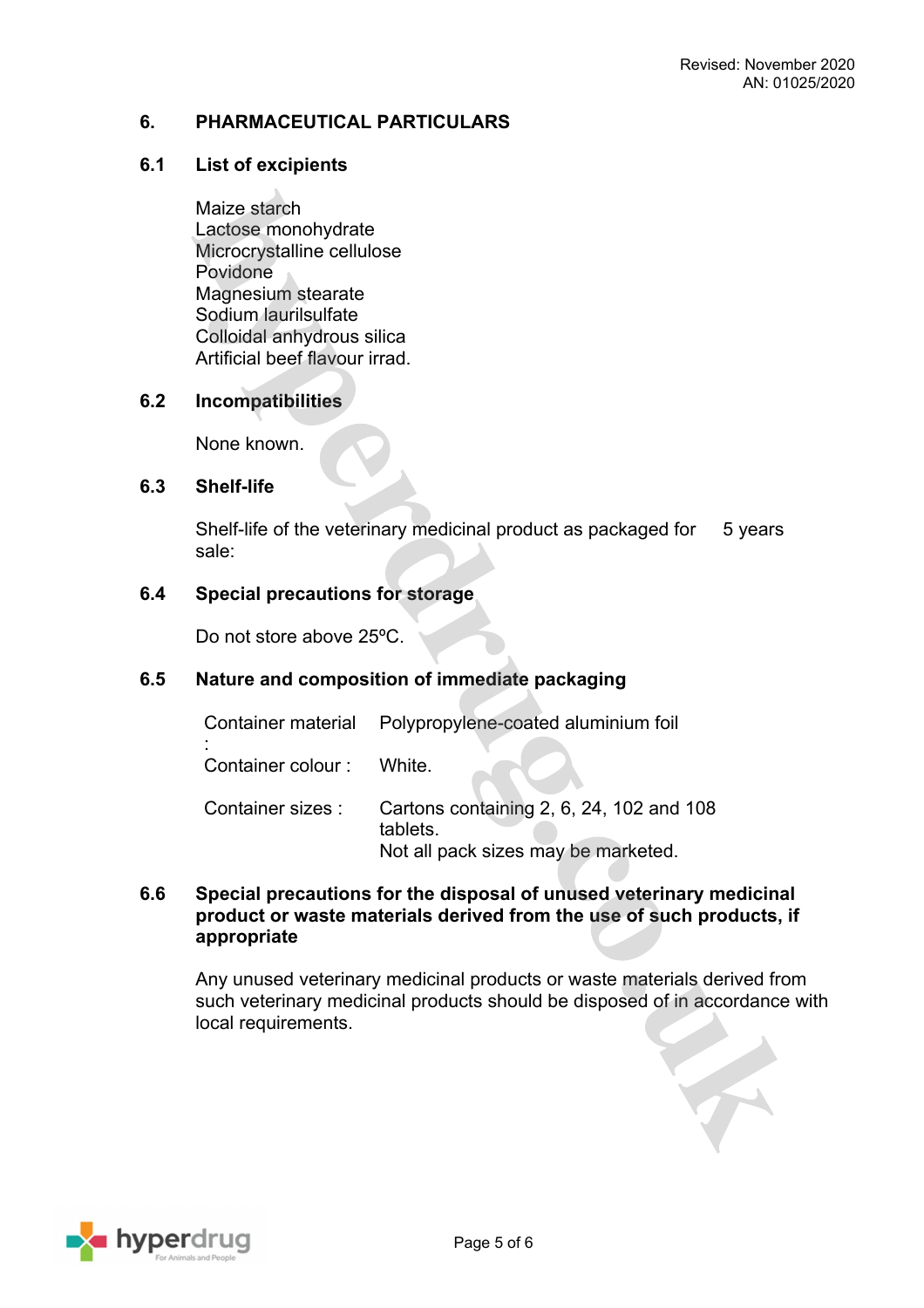Revised: November 2020
AN: 01025/2020

## 6. PHARMACEUTICAL PARTICULARS

### 6.1 List of excipients

Maize starch
Lactose monohydrate
Microcrystalline cellulose
Povidone
Magnesium stearate
Sodium laurilsulfate
Colloidal anhydrous silica
Artificial beef flavour irrad.

### 6.2 Incompatibilities

None known.

### 6.3 Shelf-life

Shelf-life of the veterinary medicinal product as packaged for sale: 5 years

### 6.4 Special precautions for storage

Do not store above 25ºC.

### 6.5 Nature and composition of immediate packaging

| | |
|---|---|
| Container material : | Polypropylene-coated aluminium foil |
| Container colour : | White. |
| Container sizes : | Cartons containing 2, 6, 24, 102 and 108 tablets. Not all pack sizes may be marketed. |

### 6.6 Special precautions for the disposal of unused veterinary medicinal product or waste materials derived from the use of such products, if appropriate

Any unused veterinary medicinal products or waste materials derived from such veterinary medicinal products should be disposed of in accordance with local requirements.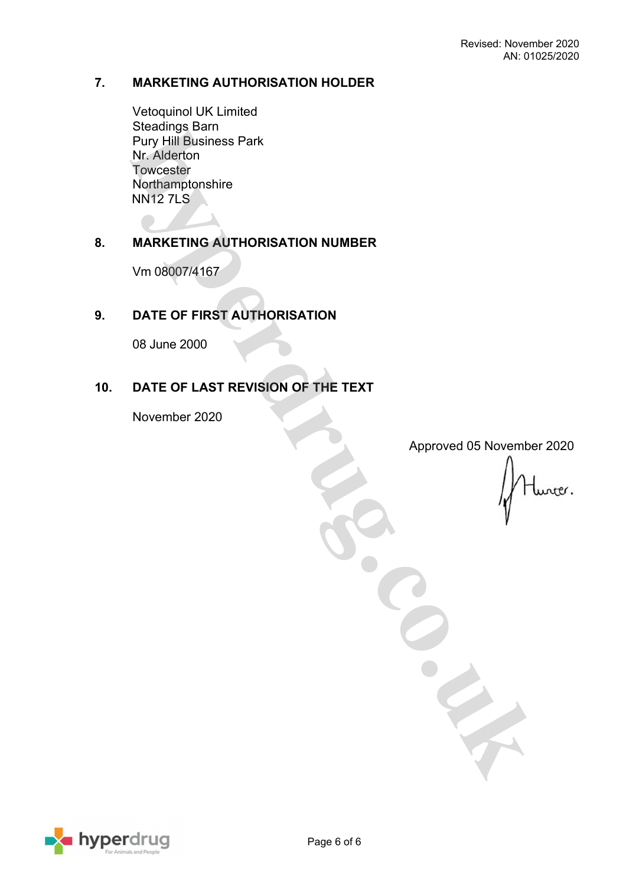## 7. MARKETING AUTHORISATION HOLDER

Vetoquinol UK Limited
Steadings Barn
Pury Hill Business Park
Nr. Alderton
Towcester
Northamptonshire
NN12 7LS

## 8. MARKETING AUTHORISATION NUMBER

Vm 08007/4167

## 9. DATE OF FIRST AUTHORISATION

08 June 2000

## 10. DATE OF LAST REVISION OF THE TEXT

November 2020

Approved 05 November 2020